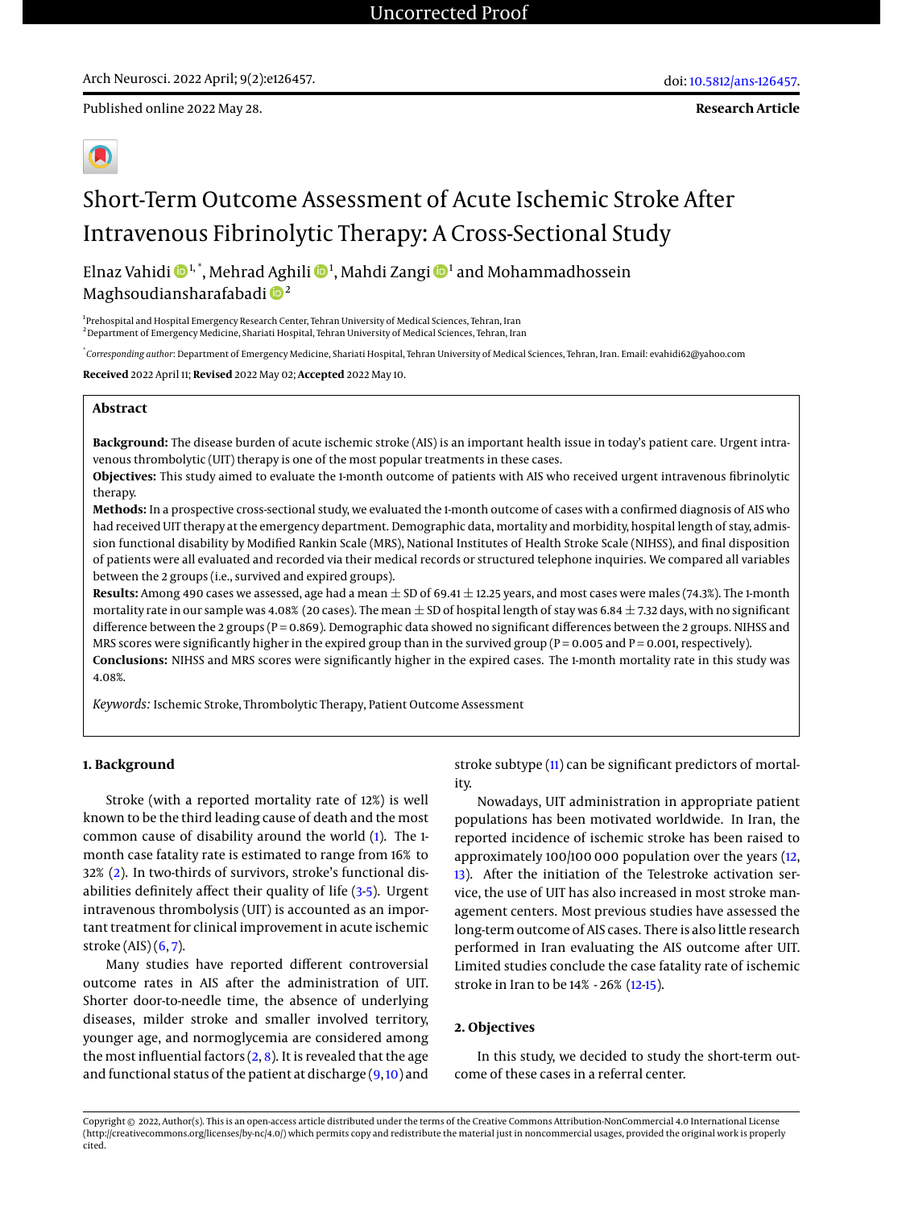Published online 2022 May 28.

**Research Article**

# Short-Term Outcome Assessment of Acute Ischemic Stroke After Intravenous Fibrinolytic Therapy: A Cross-Sectional Study

Elnaz Vahidi [1,*], Mehrad Aghili [1], Mahdi Zangi [1] and Mohammadhossein Maghsoudiansharafabadi [2]

[1] Prehospital and Hospital Emergency Research Center, Tehran University of Medical Sciences, Tehran, Iran
[2] Department of Emergency Medicine, Shariati Hospital, Tehran University of Medical Sciences, Tehran, Iran

[*] *Corresponding author*: Department of Emergency Medicine, Shariati Hospital, Tehran University of Medical Sciences, Tehran, Iran. Email: evahidi62@yahoo.com

**Received** 2022 April 11; **Revised** 2022 May 02; **Accepted** 2022 May 10.

## Abstract

**Background:** The disease burden of acute ischemic stroke (AIS) is an important health issue in today's patient care. Urgent intravenous thrombolytic (UIT) therapy is one of the most popular treatments in these cases.

**Objectives:** This study aimed to evaluate the 1-month outcome of patients with AIS who received urgent intravenous fibrinolytic therapy.

**Methods:** In a prospective cross-sectional study, we evaluated the 1-month outcome of cases with a confirmed diagnosis of AIS who had received UIT therapy at the emergency department. Demographic data, mortality and morbidity, hospital length of stay, admission functional disability by Modified Rankin Scale (MRS), National Institutes of Health Stroke Scale (NIHSS), and final disposition of patients were all evaluated and recorded via their medical records or structured telephone inquiries. We compared all variables between the 2 groups (i.e., survived and expired groups).

**Results:** Among 490 cases we assessed, age had a mean $\pm$ SD of 69.41 $\pm$ 12.25 years, and most cases were males (74.3%). The 1-month mortality rate in our sample was 4.08% (20 cases). The mean $\pm$ SD of hospital length of stay was 6.84 $\pm$ 7.32 days, with no significant difference between the 2 groups (P = 0.869). Demographic data showed no significant differences between the 2 groups. NIHSS and MRS scores were significantly higher in the expired group than in the survived group (P = 0.005 and P = 0.001, respectively).

**Conclusions:** NIHSS and MRS scores were significantly higher in the expired cases. The 1-month mortality rate in this study was 4.08%.

*Keywords:* Ischemic Stroke, Thrombolytic Therapy, Patient Outcome Assessment

## 1. Background

Stroke (with a reported mortality rate of 12%) is well known to be the third leading cause of death and the most common cause of disability around the world (1). The 1-month case fatality rate is estimated to range from 16% to 32% (2). In two-thirds of survivors, stroke's functional disabilities definitely affect their quality of life (3-5). Urgent intravenous thrombolysis (UIT) is accounted as an important treatment for clinical improvement in acute ischemic stroke (AIS) (6, 7).

Many studies have reported different controversial outcome rates in AIS after the administration of UIT. Shorter door-to-needle time, the absence of underlying diseases, milder stroke and smaller involved territory, younger age, and normoglycemia are considered among the most influential factors (2, 8). It is revealed that the age and functional status of the patient at discharge (9, 10) and stroke subtype (11) can be significant predictors of mortality.

Nowadays, UIT administration in appropriate patient populations has been motivated worldwide. In Iran, the reported incidence of ischemic stroke has been raised to approximately 100/100 000 population over the years (12, 13). After the initiation of the Telestroke activation service, the use of UIT has also increased in most stroke management centers. Most previous studies have assessed the long-term outcome of AIS cases. There is also little research performed in Iran evaluating the AIS outcome after UIT. Limited studies conclude the case fatality rate of ischemic stroke in Iran to be 14% - 26% (12-15).

## 2. Objectives

In this study, we decided to study the short-term outcome of these cases in a referral center.

Copyright © 2022, Author(s). This is an open-access article distributed under the terms of the Creative Commons Attribution-NonCommercial 4.0 International License (http://creativecommons.org/licenses/by-nc/4.0/) which permits copy and redistribute the material just in noncommercial usages, provided the original work is properly cited.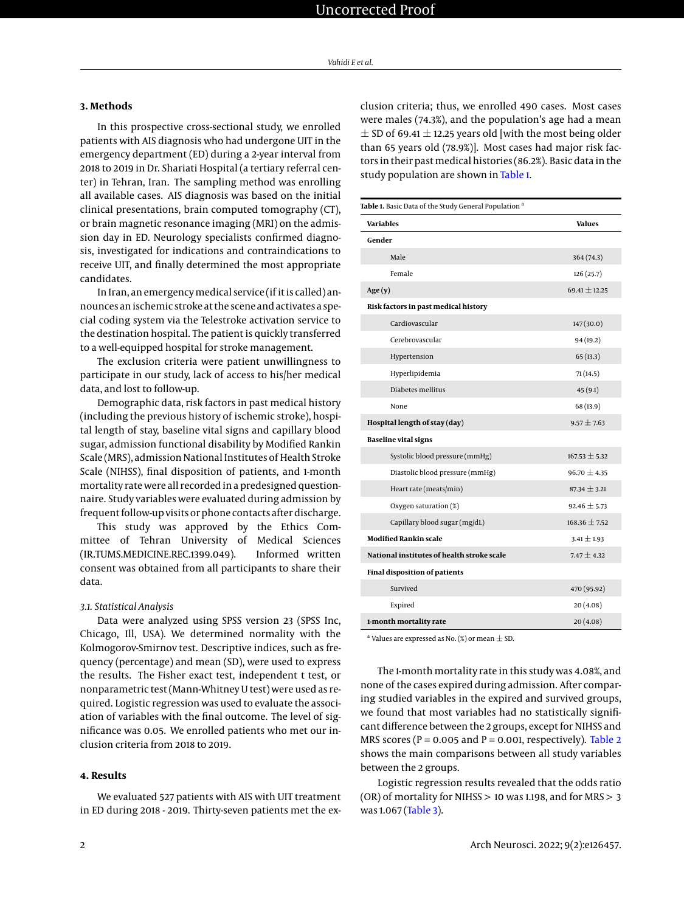## 3. Methods

In this prospective cross-sectional study, we enrolled patients with AIS diagnosis who had undergone UIT in the emergency department (ED) during a 2-year interval from 2018 to 2019 in Dr. Shariati Hospital (a tertiary referral center) in Tehran, Iran. The sampling method was enrolling all available cases. AIS diagnosis was based on the initial clinical presentations, brain computed tomography (CT), or brain magnetic resonance imaging (MRI) on the admission day in ED. Neurology specialists confirmed diagnosis, investigated for indications and contraindications to receive UIT, and finally determined the most appropriate candidates.

In Iran, an emergency medical service (if it is called) announces an ischemic stroke at the scene and activates a special coding system via the Telestroke activation service to the destination hospital. The patient is quickly transferred to a well-equipped hospital for stroke management.

The exclusion criteria were patient unwillingness to participate in our study, lack of access to his/her medical data, and lost to follow-up.

Demographic data, risk factors in past medical history (including the previous history of ischemic stroke), hospital length of stay, baseline vital signs and capillary blood sugar, admission functional disability by Modified Rankin Scale (MRS), admission National Institutes of Health Stroke Scale (NIHSS), final disposition of patients, and 1-month mortality rate were all recorded in a predesigned questionnaire. Study variables were evaluated during admission by frequent follow-up visits or phone contacts after discharge.

This study was approved by the Ethics Committee of Tehran University of Medical Sciences (IR.TUMS.MEDICINE.REC.1399.049). Informed written consent was obtained from all participants to share their data.

### 3.1. Statistical Analysis

Data were analyzed using SPSS version 23 (SPSS Inc, Chicago, Ill, USA). We determined normality with the Kolmogorov-Smirnov test. Descriptive indices, such as frequency (percentage) and mean (SD), were used to express the results. The Fisher exact test, independent t test, or nonparametric test (Mann-Whitney U test) were used as required. Logistic regression was used to evaluate the association of variables with the final outcome. The level of significance was 0.05. We enrolled patients who met our inclusion criteria from 2018 to 2019.

## 4. Results

We evaluated 527 patients with AIS with UIT treatment in ED during 2018 - 2019. Thirty-seven patients met the exclusion criteria; thus, we enrolled 490 cases. Most cases were males (74.3%), and the population's age had a mean ± SD of 69.41 ± 12.25 years old [with the most being older than 65 years old (78.9%)]. Most cases had major risk factors in their past medical histories (86.2%). Basic data in the study population are shown in Table 1.

**Table 1.** Basic Data of the Study General Population [a]

| Variables | Values |
|---|---|
| **Gender** | |
| Male | 364 (74.3) |
| Female | 126 (25.7) |
| **Age (y)** | 69.41 ± 12.25 |
| **Risk factors in past medical history** | |
| Cardiovascular | 147 (30.0) |
| Cerebrovascular | 94 (19.2) |
| Hypertension | 65 (13.3) |
| Hyperlipidemia | 71 (14.5) |
| Diabetes mellitus | 45 (9.1) |
| None | 68 (13.9) |
| **Hospital length of stay (day)** | 9.57 ± 7.63 |
| **Baseline vital signs** | |
| Systolic blood pressure (mmHg) | 167.53 ± 5.32 |
| Diastolic blood pressure (mmHg) | 96.70 ± 4.35 |
| Heart rate (meats/min) | 87.34 ± 3.21 |
| Oxygen saturation (%) | 92.46 ± 5.73 |
| Capillary blood sugar (mg/dL) | 168.36 ± 7.52 |
| **Modified Rankin scale** | 3.41 ± 1.93 |
| **National institutes of health stroke scale** | 7.47 ± 4.32 |
| **Final disposition of patients** | |
| Survived | 470 (95.92) |
| Expired | 20 (4.08) |
| **1-month mortality rate** | 20 (4.08) |

[a] Values are expressed as No. (%) or mean ± SD.

The 1-month mortality rate in this study was 4.08%, and none of the cases expired during admission. After comparing studied variables in the expired and survived groups, we found that most variables had no statistically significant difference between the 2 groups, except for NIHSS and MRS scores ($P = 0.005$ and $P = 0.001$, respectively). Table 2 shows the main comparisons between all study variables between the 2 groups.

Logistic regression results revealed that the odds ratio (OR) of mortality for NIHSS > 10 was 1.198, and for MRS > 3 was 1.067 (Table 3).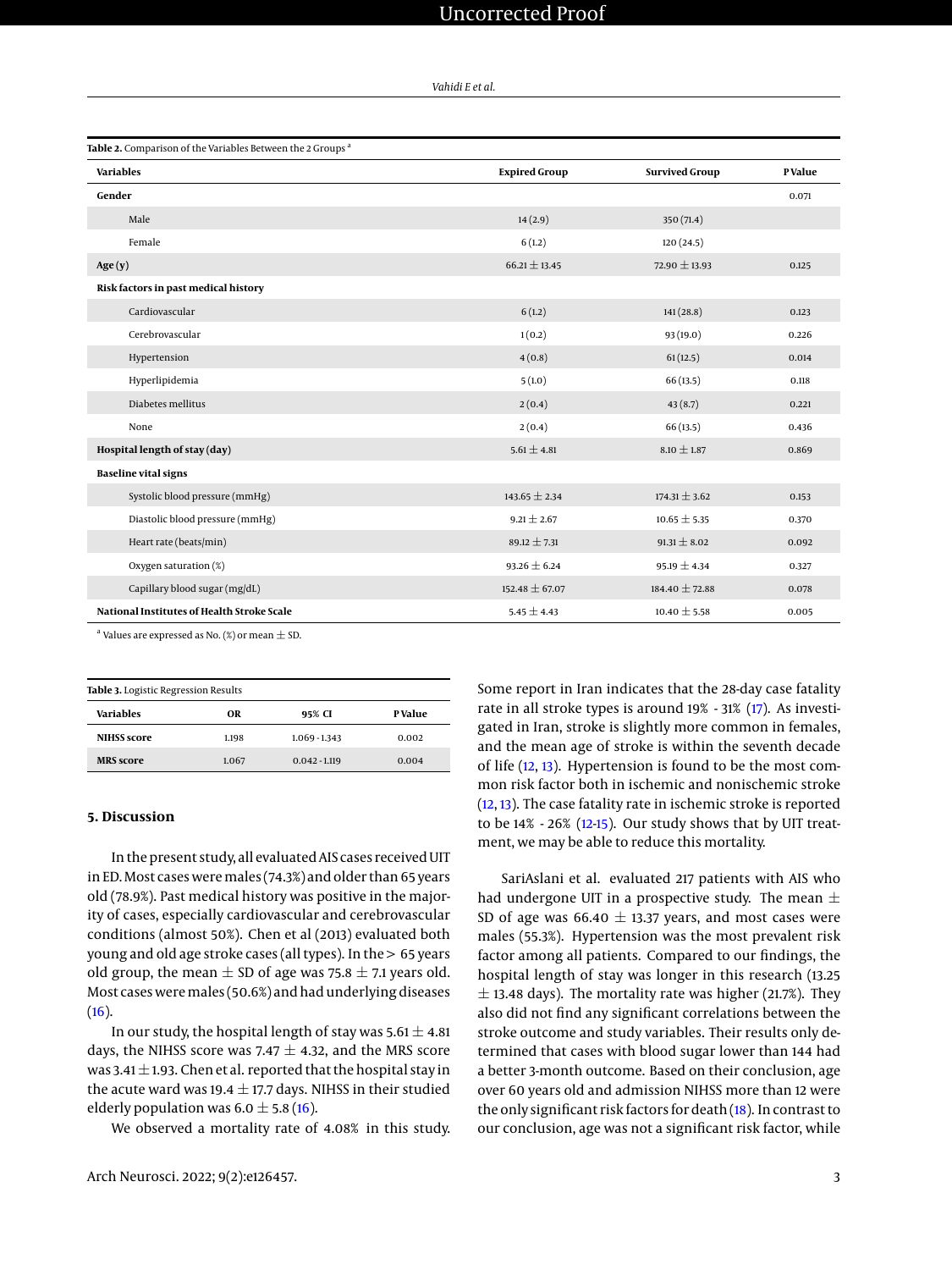Table 2. Comparison of the Variables Between the 2 Groups [a]

| Variables | Expired Group | Survived Group | P Value |
|---|---|---|---|
| **Gender** | | | 0.071 |
| Male | 14 (2.9) | 350 (71.4) | |
| Female | 6 (1.2) | 120 (24.5) | |
| **Age (y)** | 66.21 ± 13.45 | 72.90 ± 13.93 | 0.125 |
| **Risk factors in past medical history** | | | |
| Cardiovascular | 6 (1.2) | 141 (28.8) | 0.123 |
| Cerebrovascular | 1 (0.2) | 93 (19.0) | 0.226 |
| Hypertension | 4 (0.8) | 61 (12.5) | 0.014 |
| Hyperlipidemia | 5 (1.0) | 66 (13.5) | 0.118 |
| Diabetes mellitus | 2 (0.4) | 43 (8.7) | 0.221 |
| None | 2 (0.4) | 66 (13.5) | 0.436 |
| **Hospital length of stay (day)** | 5.61 ± 4.81 | 8.10 ± 1.87 | 0.869 |
| **Baseline vital signs** | | | |
| Systolic blood pressure (mmHg) | 143.65 ± 2.34 | 174.31 ± 3.62 | 0.153 |
| Diastolic blood pressure (mmHg) | 9.21 ± 2.67 | 10.65 ± 5.35 | 0.370 |
| Heart rate (beats/min) | 89.12 ± 7.31 | 91.31 ± 8.02 | 0.092 |
| Oxygen saturation (%) | 93.26 ± 6.24 | 95.19 ± 4.34 | 0.327 |
| Capillary blood sugar (mg/dL) | 152.48 ± 67.07 | 184.40 ± 72.88 | 0.078 |
| **National Institutes of Health Stroke Scale** | 5.45 ± 4.43 | 10.40 ± 5.58 | 0.005 |

[a] Values are expressed as No. (%) or mean ± SD.

Table 3. Logistic Regression Results

| Variables | OR | 95% CI | P Value |
|---|---|---|---|
| **NIHSS score** | 1.198 | 1.069 - 1.343 | 0.002 |
| **MRS score** | 1.067 | 0.042 - 1.119 | 0.004 |

## 5. Discussion

In the present study, all evaluated AIS cases received UIT in ED. Most cases were males (74.3%) and older than 65 years old (78.9%). Past medical history was positive in the majority of cases, especially cardiovascular and cerebrovascular conditions (almost 50%). Chen et al (2013) evaluated both young and old age stroke cases (all types). In the > 65 years old group, the mean ± SD of age was 75.8 ± 7.1 years old. Most cases were males (50.6%) and had underlying diseases (16).

In our study, the hospital length of stay was 5.61 ± 4.81 days, the NIHSS score was 7.47 ± 4.32, and the MRS score was 3.41 ± 1.93. Chen et al. reported that the hospital stay in the acute ward was 19.4 ± 17.7 days. NIHSS in their studied elderly population was 6.0 ± 5.8 (16).

We observed a mortality rate of 4.08% in this study. Some report in Iran indicates that the 28-day case fatality rate in all stroke types is around 19% - 31% (17). As investigated in Iran, stroke is slightly more common in females, and the mean age of stroke is within the seventh decade of life (12, 13). Hypertension is found to be the most common risk factor both in ischemic and nonischemic stroke (12, 13). The case fatality rate in ischemic stroke is reported to be 14% - 26% (12-15). Our study shows that by UIT treatment, we may be able to reduce this mortality.

SariAslani et al. evaluated 217 patients with AIS who had undergone UIT in a prospective study. The mean ± SD of age was 66.40 ± 13.37 years, and most cases were males (55.3%). Hypertension was the most prevalent risk factor among all patients. Compared to our findings, the hospital length of stay was longer in this research (13.25 ± 13.48 days). The mortality rate was higher (21.7%). They also did not find any significant correlations between the stroke outcome and study variables. Their results only determined that cases with blood sugar lower than 144 had a better 3-month outcome. Based on their conclusion, age over 60 years old and admission NIHSS more than 12 were the only significant risk factors for death (18). In contrast to our conclusion, age was not a significant risk factor, while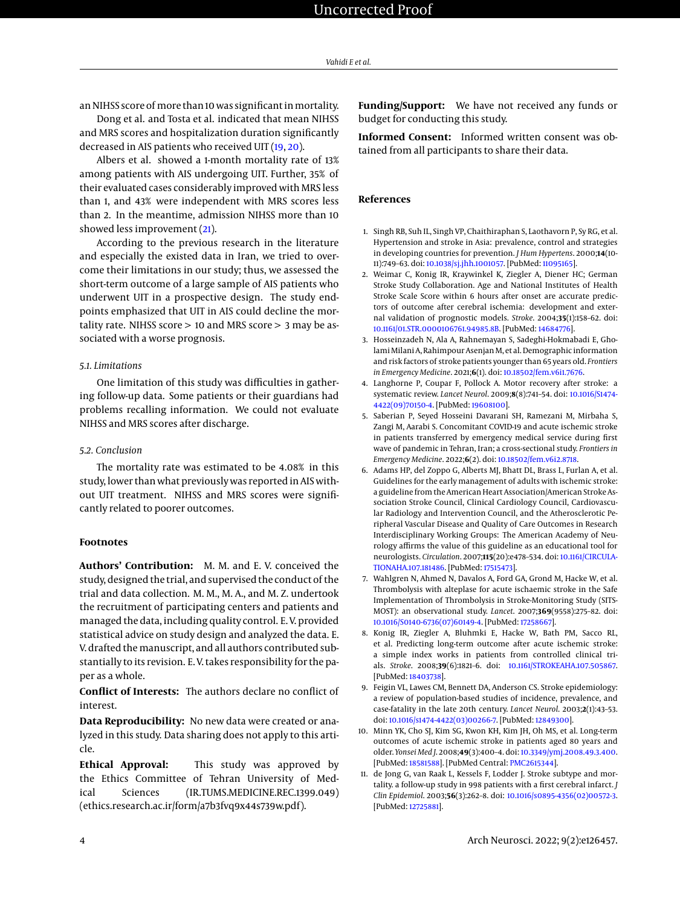an NIHSS score of more than 10 was significant in mortality.

Dong et al. and Tosta et al. indicated that mean NIHSS and MRS scores and hospitalization duration significantly decreased in AIS patients who received UIT (19, 20).

Albers et al. showed a 1-month mortality rate of 13% among patients with AIS undergoing UIT. Further, 35% of their evaluated cases considerably improved with MRS less than 1, and 43% were independent with MRS scores less than 2. In the meantime, admission NIHSS more than 10 showed less improvement (21).

According to the previous research in the literature and especially the existed data in Iran, we tried to overcome their limitations in our study; thus, we assessed the short-term outcome of a large sample of AIS patients who underwent UIT in a prospective design. The study endpoints emphasized that UIT in AIS could decline the mortality rate. NIHSS score > 10 and MRS score > 3 may be associated with a worse prognosis.

### 5.1. Limitations

One limitation of this study was difficulties in gathering follow-up data. Some patients or their guardians had problems recalling information. We could not evaluate NIHSS and MRS scores after discharge.

### 5.2. Conclusion

The mortality rate was estimated to be 4.08% in this study, lower than what previously was reported in AIS without UIT treatment. NIHSS and MRS scores were significantly related to poorer outcomes.

## Footnotes

**Authors' Contribution:** M. M. and E. V. conceived the study, designed the trial, and supervised the conduct of the trial and data collection. M. M., M. A., and M. Z. undertook the recruitment of participating centers and patients and managed the data, including quality control. E. V. provided statistical advice on study design and analyzed the data. E. V. drafted the manuscript, and all authors contributed substantially to its revision. E. V. takes responsibility for the paper as a whole.

**Conflict of Interests:** The authors declare no conflict of interest.

**Data Reproducibility:** No new data were created or analyzed in this study. Data sharing does not apply to this article.

**Ethical Approval:** This study was approved by the Ethics Committee of Tehran University of Medical Sciences (IR.TUMS.MEDICINE.REC.1399.049) (ethics.research.ac.ir/form/a7b3fvq9x44s739w.pdf).

**Funding/Support:** We have not received any funds or budget for conducting this study.

**Informed Consent:** Informed written consent was obtained from all participants to share their data.

## References

1. Singh RB, Suh IL, Singh VP, Chaithiraphan S, Laothavorn P, Sy RG, et al. Hypertension and stroke in Asia: prevalence, control and strategies in developing countries for prevention. *J Hum Hypertens*. 2000;**14**(10-11):749–63. doi: 10.1038/sj.jhh.1001057. [PubMed: 11095165].
2. Weimar C, Konig IR, Kraywinkel K, Ziegler A, Diener HC; German Stroke Study Collaboration. Age and National Institutes of Health Stroke Scale Score within 6 hours after onset are accurate predictors of outcome after cerebral ischemia: development and external validation of prognostic models. *Stroke*. 2004;**35**(1):158–62. doi: 10.1161/01.STR.0000106761.94985.8B. [PubMed: 14684776].
3. Hosseinzadeh N, Ala A, Rahnemayan S, Sadeghi-Hokmabadi E, Gholami Milani A, Rahimpour Asenjan M, et al. Demographic information and risk factors of stroke patients younger than 65 years old. *Frontiers in Emergency Medicine*. 2021;**6**(1). doi: 10.18502/fem.v6i1.7676.
4. Langhorne P, Coupar F, Pollock A. Motor recovery after stroke: a systematic review. *Lancet Neurol*. 2009;**8**(8):741–54. doi: 10.1016/S1474-4422(09)70150-4. [PubMed: 19608100].
5. Saberian P, Seyed Hosseini Davarani SH, Ramezani M, Mirbaha S, Zangi M, Aarabi S. Concomitant COVID-19 and acute ischemic stroke in patients transferred by emergency medical service during first wave of pandemic in Tehran, Iran; a cross-sectional study. *Frontiers in Emergency Medicine*. 2022;**6**(2). doi: 10.18502/fem.v6i2.8718.
6. Adams HP, del Zoppo G, Alberts MJ, Bhatt DL, Brass L, Furlan A, et al. Guidelines for the early management of adults with ischemic stroke: a guideline from the American Heart Association/American Stroke Association Stroke Council, Clinical Cardiology Council, Cardiovascular Radiology and Intervention Council, and the Atherosclerotic Peripheral Vascular Disease and Quality of Care Outcomes in Research Interdisciplinary Working Groups: The American Academy of Neurology affirms the value of this guideline as an educational tool for neurologists. *Circulation*. 2007;**115**(20):e478–534. doi: 10.1161/CIRCULATIONAHA.107.181486. [PubMed: 17515473].
7. Wahlgren N, Ahmed N, Davalos A, Ford GA, Grond M, Hacke W, et al. Thrombolysis with alteplase for acute ischaemic stroke in the Safe Implementation of Thrombolysis in Stroke-Monitoring Study (SITS-MOST): an observational study. *Lancet*. 2007;**369**(9558):275–82. doi: 10.1016/S0140-6736(07)60149-4. [PubMed: 17258667].
8. Konig IR, Ziegler A, Bluhmki E, Hacke W, Bath PM, Sacco RL, et al. Predicting long-term outcome after acute ischemic stroke: a simple index works in patients from controlled clinical trials. *Stroke*. 2008;**39**(6):1821–6. doi: 10.1161/STROKEAHA.107.505867. [PubMed: 18403738].
9. Feigin VL, Lawes CM, Bennett DA, Anderson CS. Stroke epidemiology: a review of population-based studies of incidence, prevalence, and case-fatality in the late 20th century. *Lancet Neurol*. 2003;**2**(1):43–53. doi: 10.1016/s1474-4422(03)00266-7. [PubMed: 12849300].
10. Minn YK, Cho SJ, Kim SG, Kwon KH, Kim JH, Oh MS, et al. Long-term outcomes of acute ischemic stroke in patients aged 80 years and older. *Yonsei Med J*. 2008;**49**(3):400–4. doi: 10.3349/ymj.2008.49.3.400. [PubMed: 18581588]. [PubMed Central: PMC2615344].
11. de Jong G, van Raak L, Kessels F, Lodder J. Stroke subtype and mortality. a follow-up study in 998 patients with a first cerebral infarct. *J Clin Epidemiol*. 2003;**56**(3):262–8. doi: 10.1016/s0895-4356(02)00572-3. [PubMed: 12725881].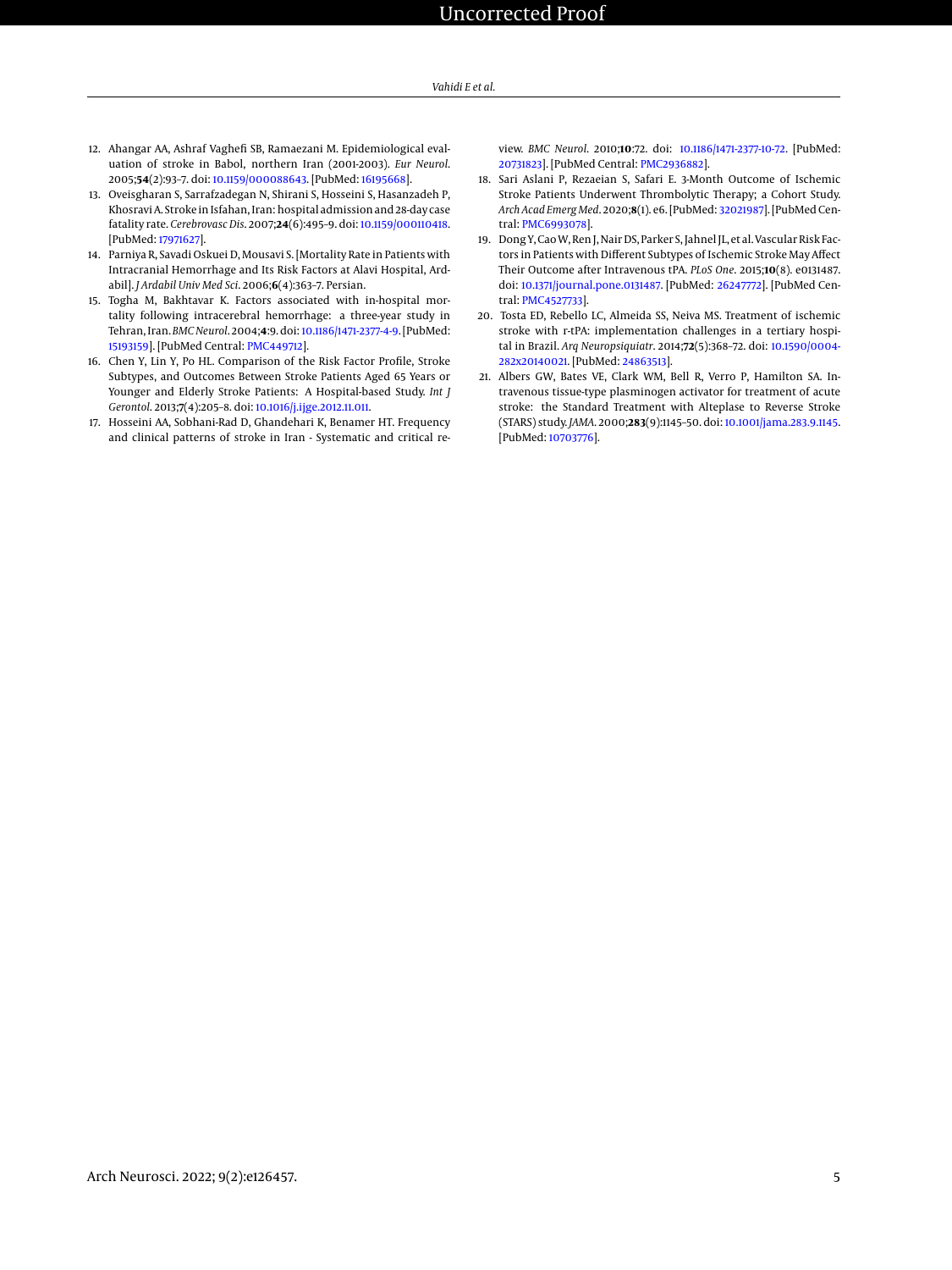12. Ahangar AA, Ashraf Vaghefi SB, Ramaezani M. Epidemiological evaluation of stroke in Babol, northern Iran (2001-2003). *Eur Neurol*. 2005;**54**(2):93–7. doi: 10.1159/000088643. [PubMed: 16195668].
13. Oveisgharan S, Sarrafzadegan N, Shirani S, Hosseini S, Hasanzadeh P, Khosravi A. Stroke in Isfahan, Iran: hospital admission and 28-day case fatality rate. *Cerebrovasc Dis*. 2007;**24**(6):495–9. doi: 10.1159/000110418. [PubMed: 17971627].
14. Parniya R, Savadi Oskuei D, Mousavi S. [Mortality Rate in Patients with Intracranial Hemorrhage and Its Risk Factors at Alavi Hospital, Ardabil]. *J Ardabil Univ Med Sci*. 2006;**6**(4):363–7. Persian.
15. Togha M, Bakhtavar K. Factors associated with in-hospital mortality following intracerebral hemorrhage: a three-year study in Tehran, Iran. *BMC Neurol*. 2004;**4**:9. doi: 10.1186/1471-2377-4-9. [PubMed: 15193159]. [PubMed Central: PMC449712].
16. Chen Y, Lin Y, Po HL. Comparison of the Risk Factor Profile, Stroke Subtypes, and Outcomes Between Stroke Patients Aged 65 Years or Younger and Elderly Stroke Patients: A Hospital-based Study. *Int J Gerontol*. 2013;**7**(4):205–8. doi: 10.1016/j.ijge.2012.11.011.
17. Hosseini AA, Sobhani-Rad D, Ghandehari K, Benamer HT. Frequency and clinical patterns of stroke in Iran - Systematic and critical review. *BMC Neurol*. 2010;**10**:72. doi: 10.1186/1471-2377-10-72. [PubMed: 20731823]. [PubMed Central: PMC2936882].
18. Sari Aslani P, Rezaeian S, Safari E. 3-Month Outcome of Ischemic Stroke Patients Underwent Thrombolytic Therapy; a Cohort Study. *Arch Acad Emerg Med*. 2020;**8**(1). e6. [PubMed: 32021987]. [PubMed Central: PMC6993078].
19. Dong Y, Cao W, Ren J, Nair DS, Parker S, Jahnel JL, et al. Vascular Risk Factors in Patients with Different Subtypes of Ischemic Stroke May Affect Their Outcome after Intravenous tPA. *PLoS One*. 2015;**10**(8). e0131487. doi: 10.1371/journal.pone.0131487. [PubMed: 26247772]. [PubMed Central: PMC4527733].
20. Tosta ED, Rebello LC, Almeida SS, Neiva MS. Treatment of ischemic stroke with r-tPA: implementation challenges in a tertiary hospital in Brazil. *Arq Neuropsiquiatr*. 2014;**72**(5):368–72. doi: 10.1590/0004-282x20140021. [PubMed: 24863513].
21. Albers GW, Bates VE, Clark WM, Bell R, Verro P, Hamilton SA. Intravenous tissue-type plasminogen activator for treatment of acute stroke: the Standard Treatment with Alteplase to Reverse Stroke (STARS) study. *JAMA*. 2000;**283**(9):1145–50. doi: 10.1001/jama.283.9.1145. [PubMed: 10703776].